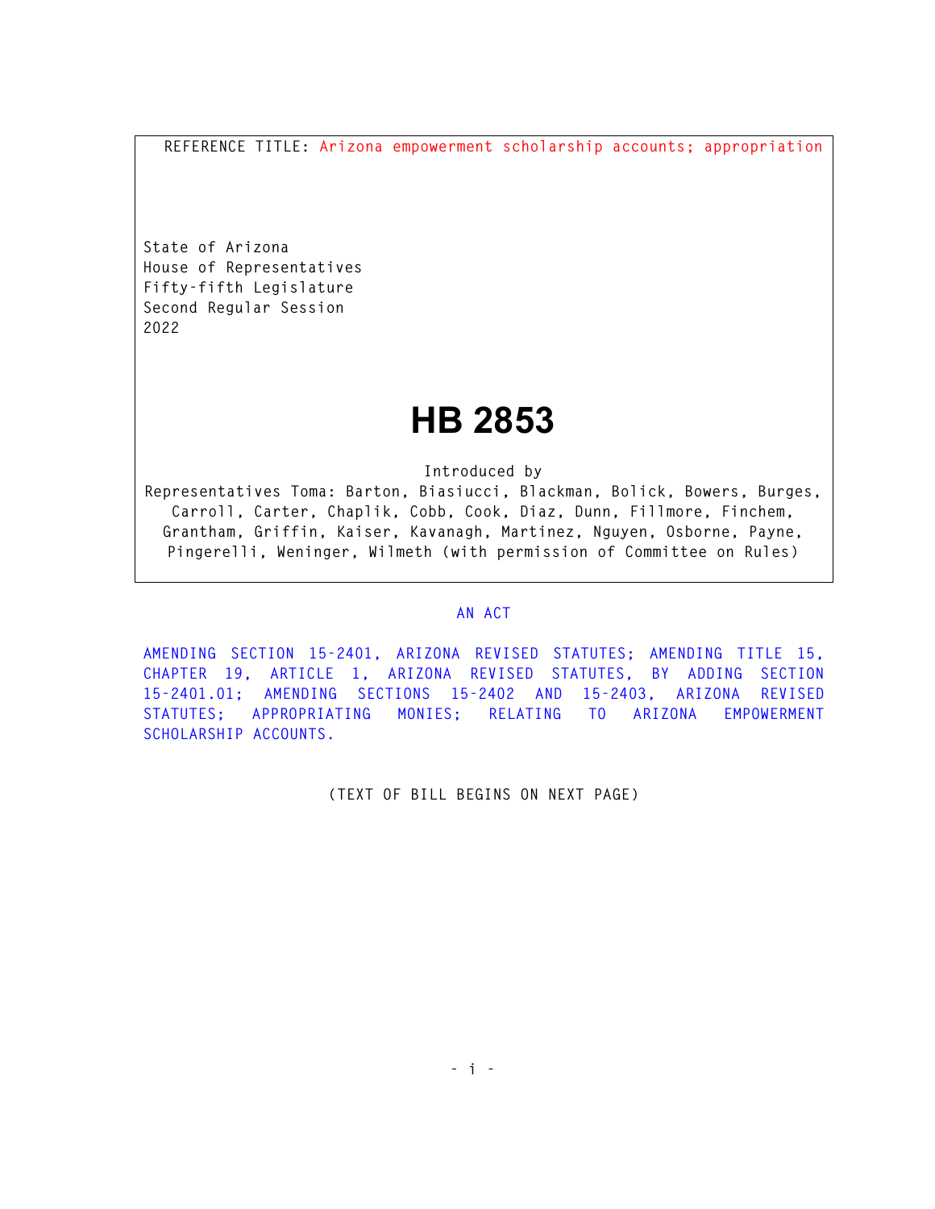REFERENCE TITLE: Arizona empowerment scholarship accounts; appropriation

State of Arizona
House of Representatives
Fifty-fifth Legislature
Second Regular Session
2022

# HB 2853

Introduced by
Representatives Toma: Barton, Biasiucci, Blackman, Bolick, Bowers, Burges, Carroll, Carter, Chaplik, Cobb, Cook, Diaz, Dunn, Fillmore, Finchem, Grantham, Griffin, Kaiser, Kavanagh, Martinez, Nguyen, Osborne, Payne, Pingerelli, Weninger, Wilmeth (with permission of Committee on Rules)

AN ACT

AMENDING SECTION 15-2401, ARIZONA REVISED STATUTES; AMENDING TITLE 15, CHAPTER 19, ARTICLE 1, ARIZONA REVISED STATUTES, BY ADDING SECTION 15-2401.01; AMENDING SECTIONS 15-2402 AND 15-2403, ARIZONA REVISED STATUTES; APPROPRIATING MONIES; RELATING TO ARIZONA EMPOWERMENT SCHOLARSHIP ACCOUNTS.

(TEXT OF BILL BEGINS ON NEXT PAGE)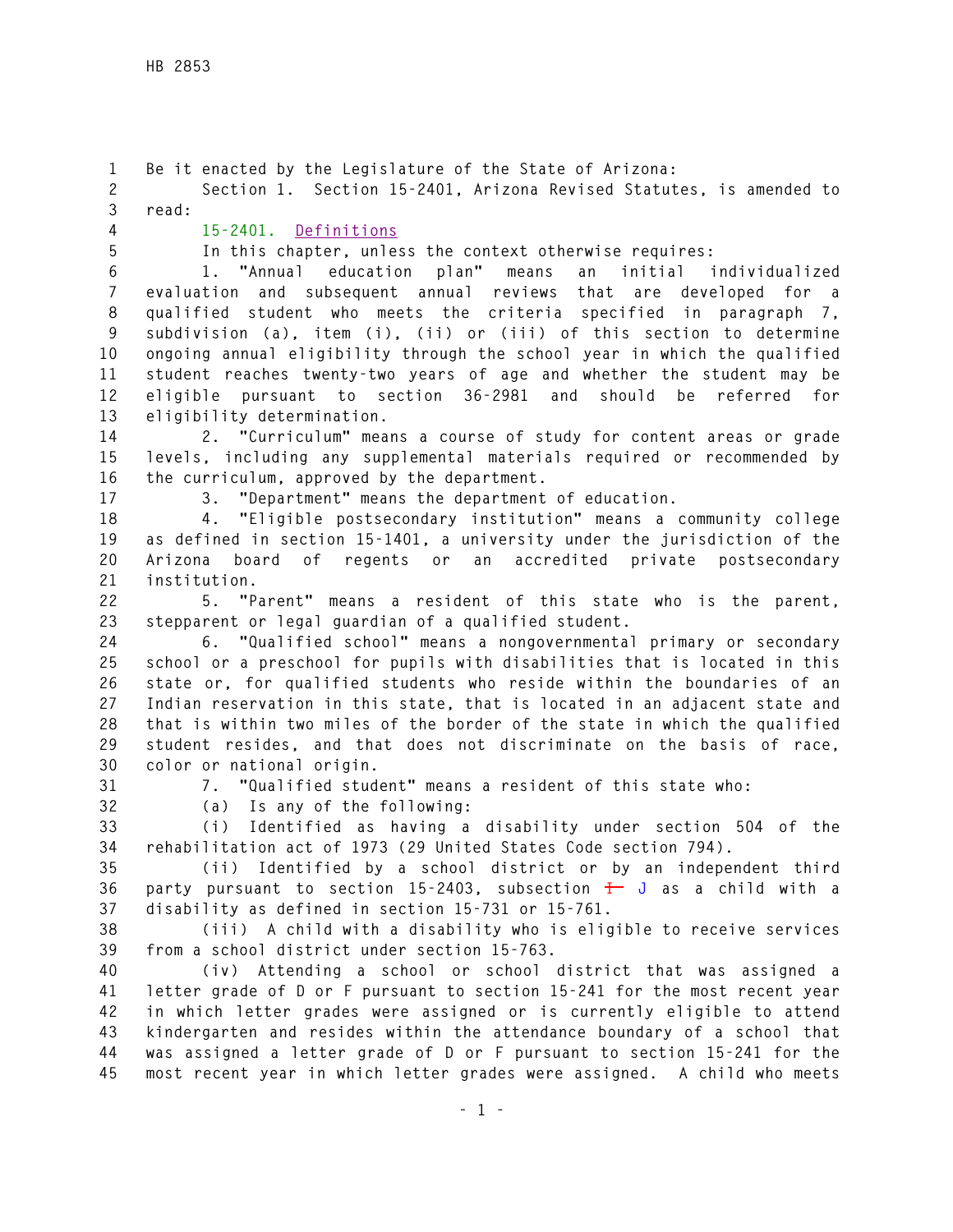Be it enacted by the Legislature of the State of Arizona:

Section 1. Section 15-2401, Arizona Revised Statutes, is amended to read:

15-2401. Definitions

In this chapter, unless the context otherwise requires:

1. "Annual education plan" means an initial individualized evaluation and subsequent annual reviews that are developed for a qualified student who meets the criteria specified in paragraph 7, subdivision (a), item (i), (ii) or (iii) of this section to determine ongoing annual eligibility through the school year in which the qualified student reaches twenty-two years of age and whether the student may be eligible pursuant to section 36-2981 and should be referred for eligibility determination.

2. "Curriculum" means a course of study for content areas or grade levels, including any supplemental materials required or recommended by the curriculum, approved by the department.

3. "Department" means the department of education.

4. "Eligible postsecondary institution" means a community college as defined in section 15-1401, a university under the jurisdiction of the Arizona board of regents or an accredited private postsecondary institution.

5. "Parent" means a resident of this state who is the parent, stepparent or legal guardian of a qualified student.

6. "Qualified school" means a nongovernmental primary or secondary school or a preschool for pupils with disabilities that is located in this state or, for qualified students who reside within the boundaries of an Indian reservation in this state, that is located in an adjacent state and that is within two miles of the border of the state in which the qualified student resides, and that does not discriminate on the basis of race, color or national origin.

7. "Qualified student" means a resident of this state who:

(a) Is any of the following:

(i) Identified as having a disability under section 504 of the rehabilitation act of 1973 (29 United States Code section 794).

(ii) Identified by a school district or by an independent third party pursuant to section 15-2403, subsection ~~I~~ J as a child with a disability as defined in section 15-731 or 15-761.

(iii) A child with a disability who is eligible to receive services from a school district under section 15-763.

(iv) Attending a school or school district that was assigned a letter grade of D or F pursuant to section 15-241 for the most recent year in which letter grades were assigned or is currently eligible to attend kindergarten and resides within the attendance boundary of a school that was assigned a letter grade of D or F pursuant to section 15-241 for the most recent year in which letter grades were assigned. A child who meets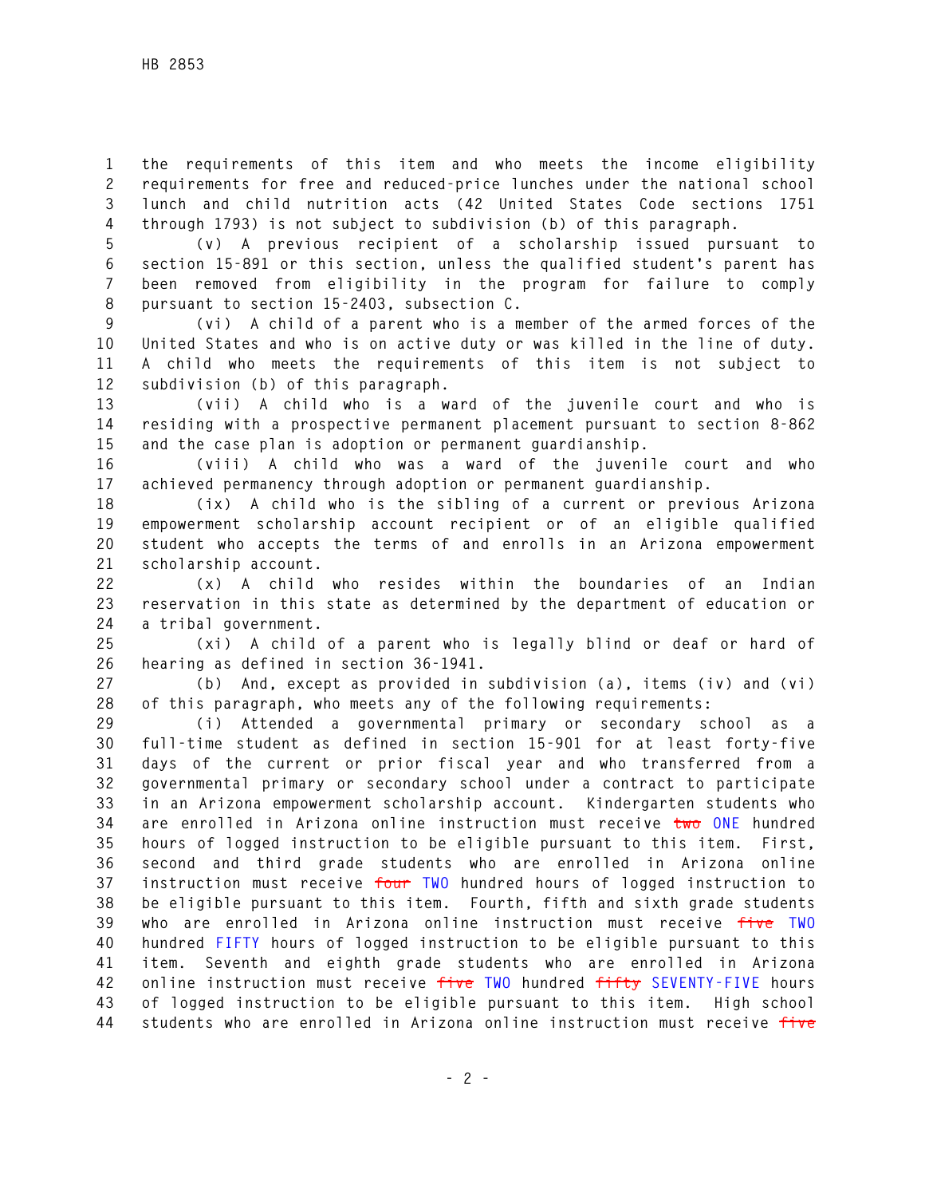the requirements of this item and who meets the income eligibility requirements for free and reduced-price lunches under the national school lunch and child nutrition acts (42 United States Code sections 1751 through 1793) is not subject to subdivision (b) of this paragraph.

(v) A previous recipient of a scholarship issued pursuant to section 15-891 or this section, unless the qualified student's parent has been removed from eligibility in the program for failure to comply pursuant to section 15-2403, subsection C.

(vi) A child of a parent who is a member of the armed forces of the United States and who is on active duty or was killed in the line of duty. A child who meets the requirements of this item is not subject to subdivision (b) of this paragraph.

(vii) A child who is a ward of the juvenile court and who is residing with a prospective permanent placement pursuant to section 8-862 and the case plan is adoption or permanent guardianship.

(viii) A child who was a ward of the juvenile court and who achieved permanency through adoption or permanent guardianship.

(ix) A child who is the sibling of a current or previous Arizona empowerment scholarship account recipient or of an eligible qualified student who accepts the terms of and enrolls in an Arizona empowerment scholarship account.

(x) A child who resides within the boundaries of an Indian reservation in this state as determined by the department of education or a tribal government.

(xi) A child of a parent who is legally blind or deaf or hard of hearing as defined in section 36-1941.

(b) And, except as provided in subdivision (a), items (iv) and (vi) of this paragraph, who meets any of the following requirements:

(i) Attended a governmental primary or secondary school as a full-time student as defined in section 15-901 for at least forty-five days of the current or prior fiscal year and who transferred from a governmental primary or secondary school under a contract to participate in an Arizona empowerment scholarship account. Kindergarten students who are enrolled in Arizona online instruction must receive ~~two~~ ONE hundred hours of logged instruction to be eligible pursuant to this item. First, second and third grade students who are enrolled in Arizona online instruction must receive ~~four~~ TWO hundred hours of logged instruction to be eligible pursuant to this item. Fourth, fifth and sixth grade students who are enrolled in Arizona online instruction must receive ~~five~~ TWO hundred FIFTY hours of logged instruction to be eligible pursuant to this item. Seventh and eighth grade students who are enrolled in Arizona online instruction must receive ~~five~~ TWO hundred ~~fifty~~ SEVENTY-FIVE hours of logged instruction to be eligible pursuant to this item. High school students who are enrolled in Arizona online instruction must receive ~~five~~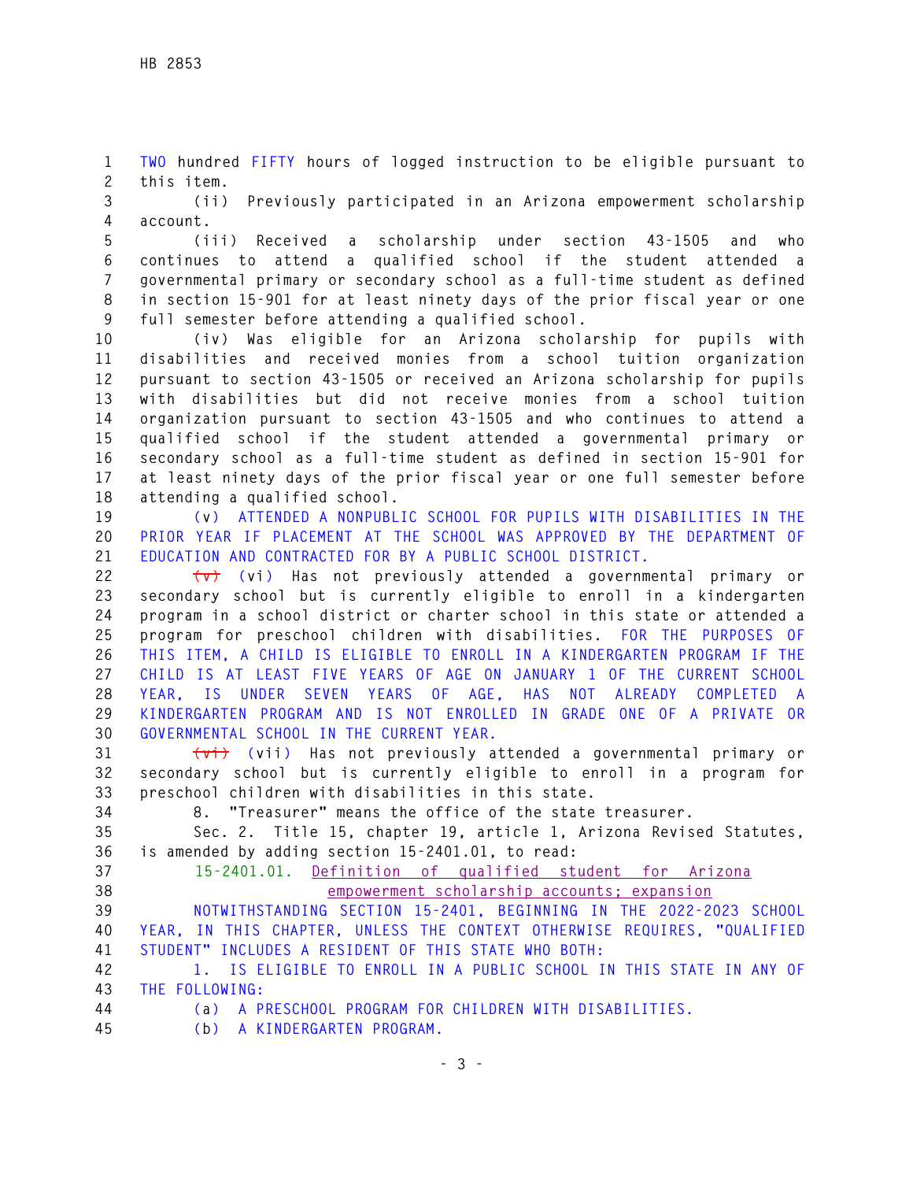TWO hundred FIFTY hours of logged instruction to be eligible pursuant to this item.

(ii) Previously participated in an Arizona empowerment scholarship account.

(iii) Received a scholarship under section 43-1505 and who continues to attend a qualified school if the student attended a governmental primary or secondary school as a full-time student as defined in section 15-901 for at least ninety days of the prior fiscal year or one full semester before attending a qualified school.

(iv) Was eligible for an Arizona scholarship for pupils with disabilities and received monies from a school tuition organization pursuant to section 43-1505 or received an Arizona scholarship for pupils with disabilities but did not receive monies from a school tuition organization pursuant to section 43-1505 and who continues to attend a qualified school if the student attended a governmental primary or secondary school as a full-time student as defined in section 15-901 for at least ninety days of the prior fiscal year or one full semester before attending a qualified school.

(v) ATTENDED A NONPUBLIC SCHOOL FOR PUPILS WITH DISABILITIES IN THE PRIOR YEAR IF PLACEMENT AT THE SCHOOL WAS APPROVED BY THE DEPARTMENT OF EDUCATION AND CONTRACTED FOR BY A PUBLIC SCHOOL DISTRICT.

~~(v)~~ (vi) Has not previously attended a governmental primary or secondary school but is currently eligible to enroll in a kindergarten program in a school district or charter school in this state or attended a program for preschool children with disabilities. FOR THE PURPOSES OF THIS ITEM, A CHILD IS ELIGIBLE TO ENROLL IN A KINDERGARTEN PROGRAM IF THE CHILD IS AT LEAST FIVE YEARS OF AGE ON JANUARY 1 OF THE CURRENT SCHOOL YEAR, IS UNDER SEVEN YEARS OF AGE, HAS NOT ALREADY COMPLETED A KINDERGARTEN PROGRAM AND IS NOT ENROLLED IN GRADE ONE OF A PRIVATE OR GOVERNMENTAL SCHOOL IN THE CURRENT YEAR.

~~(vi)~~ (vii) Has not previously attended a governmental primary or secondary school but is currently eligible to enroll in a program for preschool children with disabilities in this state.

8. "Treasurer" means the office of the state treasurer.

Sec. 2. Title 15, chapter 19, article 1, Arizona Revised Statutes, is amended by adding section 15-2401.01, to read:

15-2401.01. Definition of qualified student for Arizona empowerment scholarship accounts; expansion

NOTWITHSTANDING SECTION 15-2401, BEGINNING IN THE 2022-2023 SCHOOL YEAR, IN THIS CHAPTER, UNLESS THE CONTEXT OTHERWISE REQUIRES, "QUALIFIED STUDENT" INCLUDES A RESIDENT OF THIS STATE WHO BOTH:

1. IS ELIGIBLE TO ENROLL IN A PUBLIC SCHOOL IN THIS STATE IN ANY OF THE FOLLOWING:

(a) A PRESCHOOL PROGRAM FOR CHILDREN WITH DISABILITIES.

(b) A KINDERGARTEN PROGRAM.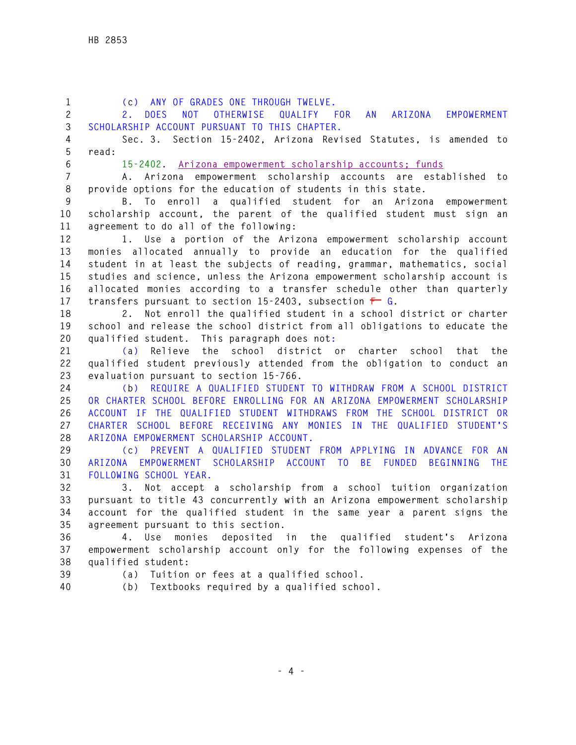(c) ANY OF GRADES ONE THROUGH TWELVE.

2. DOES NOT OTHERWISE QUALIFY FOR AN ARIZONA EMPOWERMENT SCHOLARSHIP ACCOUNT PURSUANT TO THIS CHAPTER.

Sec. 3. Section 15-2402, Arizona Revised Statutes, is amended to read:

15-2402. Arizona empowerment scholarship accounts; funds

A. Arizona empowerment scholarship accounts are established to provide options for the education of students in this state.

B. To enroll a qualified student for an Arizona empowerment scholarship account, the parent of the qualified student must sign an agreement to do all of the following:

1. Use a portion of the Arizona empowerment scholarship account monies allocated annually to provide an education for the qualified student in at least the subjects of reading, grammar, mathematics, social studies and science, unless the Arizona empowerment scholarship account is allocated monies according to a transfer schedule other than quarterly transfers pursuant to section 15-2403, subsection ~~F~~ G.

2. Not enroll the qualified student in a school district or charter school and release the school district from all obligations to educate the qualified student. This paragraph does not:

(a) Relieve the school district or charter school that the qualified student previously attended from the obligation to conduct an evaluation pursuant to section 15-766.

(b) REQUIRE A QUALIFIED STUDENT TO WITHDRAW FROM A SCHOOL DISTRICT OR CHARTER SCHOOL BEFORE ENROLLING FOR AN ARIZONA EMPOWERMENT SCHOLARSHIP ACCOUNT IF THE QUALIFIED STUDENT WITHDRAWS FROM THE SCHOOL DISTRICT OR CHARTER SCHOOL BEFORE RECEIVING ANY MONIES IN THE QUALIFIED STUDENT'S ARIZONA EMPOWERMENT SCHOLARSHIP ACCOUNT.

(c) PREVENT A QUALIFIED STUDENT FROM APPLYING IN ADVANCE FOR AN ARIZONA EMPOWERMENT SCHOLARSHIP ACCOUNT TO BE FUNDED BEGINNING THE FOLLOWING SCHOOL YEAR.

3. Not accept a scholarship from a school tuition organization pursuant to title 43 concurrently with an Arizona empowerment scholarship account for the qualified student in the same year a parent signs the agreement pursuant to this section.

4. Use monies deposited in the qualified student's Arizona empowerment scholarship account only for the following expenses of the qualified student:

(a) Tuition or fees at a qualified school.

(b) Textbooks required by a qualified school.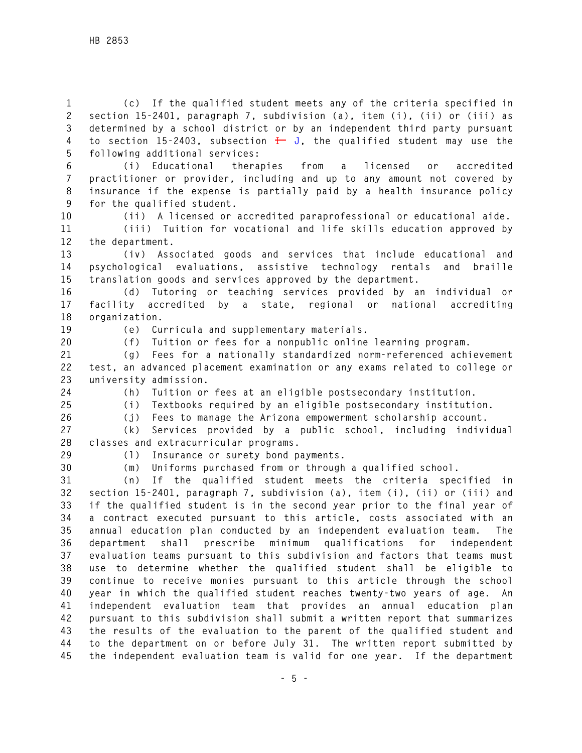(c) If the qualified student meets any of the criteria specified in section 15-2401, paragraph 7, subdivision (a), item (i), (ii) or (iii) as determined by a school district or by an independent third party pursuant to section 15-2403, subsection ~~I~~ J, the qualified student may use the following additional services:

(i) Educational therapies from a licensed or accredited practitioner or provider, including and up to any amount not covered by insurance if the expense is partially paid by a health insurance policy for the qualified student.

(ii) A licensed or accredited paraprofessional or educational aide.

(iii) Tuition for vocational and life skills education approved by the department.

(iv) Associated goods and services that include educational and psychological evaluations, assistive technology rentals and braille translation goods and services approved by the department.

(d) Tutoring or teaching services provided by an individual or facility accredited by a state, regional or national accrediting organization.

(e) Curricula and supplementary materials.

(f) Tuition or fees for a nonpublic online learning program.

(g) Fees for a nationally standardized norm-referenced achievement test, an advanced placement examination or any exams related to college or university admission.

(h) Tuition or fees at an eligible postsecondary institution.

(i) Textbooks required by an eligible postsecondary institution.

(j) Fees to manage the Arizona empowerment scholarship account.

(k) Services provided by a public school, including individual classes and extracurricular programs.

(l) Insurance or surety bond payments.

(m) Uniforms purchased from or through a qualified school.

(n) If the qualified student meets the criteria specified in section 15-2401, paragraph 7, subdivision (a), item (i), (ii) or (iii) and if the qualified student is in the second year prior to the final year of a contract executed pursuant to this article, costs associated with an annual education plan conducted by an independent evaluation team. The department shall prescribe minimum qualifications for independent evaluation teams pursuant to this subdivision and factors that teams must use to determine whether the qualified student shall be eligible to continue to receive monies pursuant to this article through the school year in which the qualified student reaches twenty-two years of age. An independent evaluation team that provides an annual education plan pursuant to this subdivision shall submit a written report that summarizes the results of the evaluation to the parent of the qualified student and to the department on or before July 31. The written report submitted by the independent evaluation team is valid for one year. If the department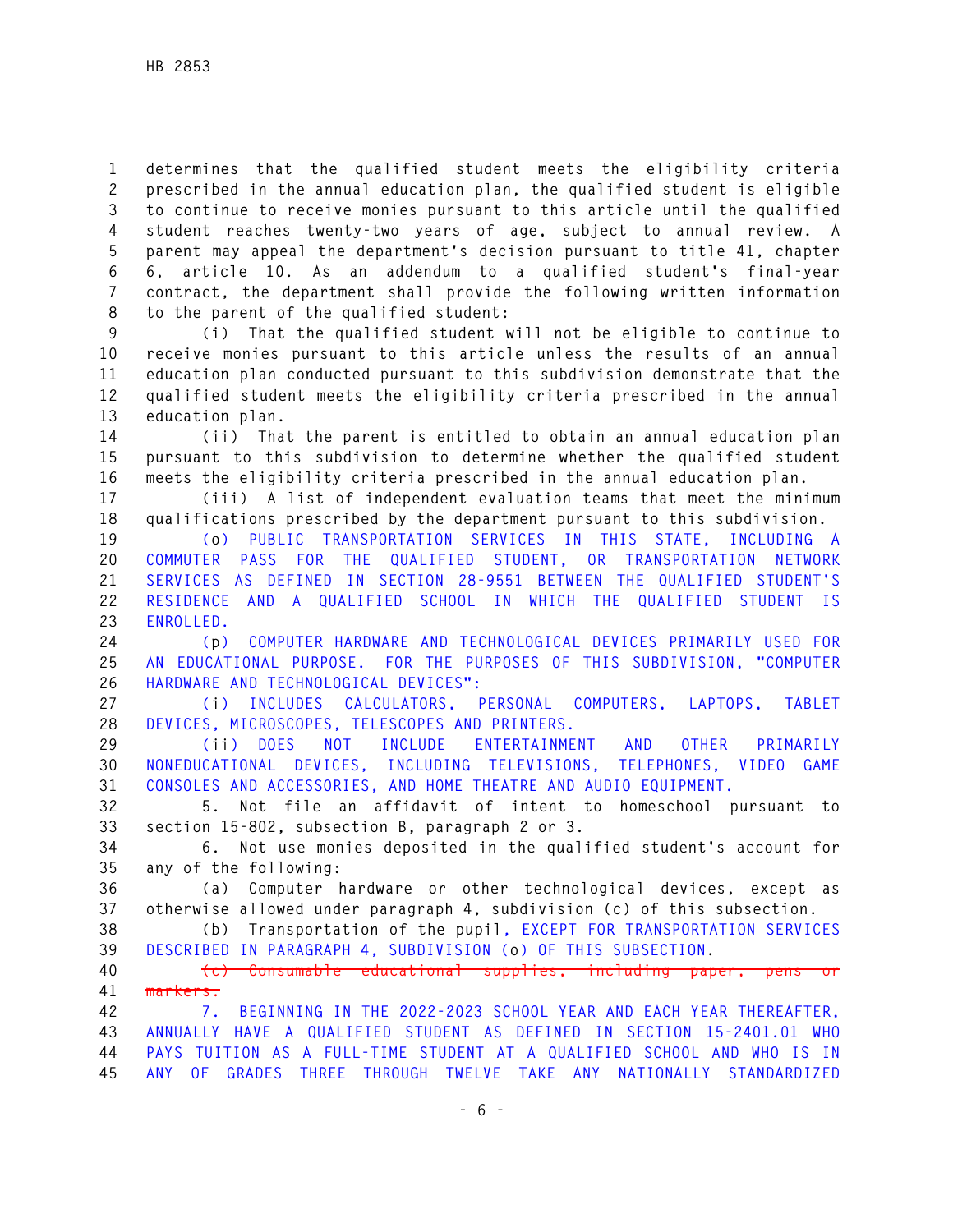determines that the qualified student meets the eligibility criteria prescribed in the annual education plan, the qualified student is eligible to continue to receive monies pursuant to this article until the qualified student reaches twenty-two years of age, subject to annual review. A parent may appeal the department's decision pursuant to title 41, chapter 6, article 10. As an addendum to a qualified student's final-year contract, the department shall provide the following written information to the parent of the qualified student:

(i) That the qualified student will not be eligible to continue to receive monies pursuant to this article unless the results of an annual education plan conducted pursuant to this subdivision demonstrate that the qualified student meets the eligibility criteria prescribed in the annual education plan.

(ii) That the parent is entitled to obtain an annual education plan pursuant to this subdivision to determine whether the qualified student meets the eligibility criteria prescribed in the annual education plan.

(iii) A list of independent evaluation teams that meet the minimum qualifications prescribed by the department pursuant to this subdivision.

(o) PUBLIC TRANSPORTATION SERVICES IN THIS STATE, INCLUDING A COMMUTER PASS FOR THE QUALIFIED STUDENT, OR TRANSPORTATION NETWORK SERVICES AS DEFINED IN SECTION 28-9551 BETWEEN THE QUALIFIED STUDENT'S RESIDENCE AND A QUALIFIED SCHOOL IN WHICH THE QUALIFIED STUDENT IS ENROLLED.

(p) COMPUTER HARDWARE AND TECHNOLOGICAL DEVICES PRIMARILY USED FOR AN EDUCATIONAL PURPOSE. FOR THE PURPOSES OF THIS SUBDIVISION, "COMPUTER HARDWARE AND TECHNOLOGICAL DEVICES":

(i) INCLUDES CALCULATORS, PERSONAL COMPUTERS, LAPTOPS, TABLET DEVICES, MICROSCOPES, TELESCOPES AND PRINTERS.

(ii) DOES NOT INCLUDE ENTERTAINMENT AND OTHER PRIMARILY NONEDUCATIONAL DEVICES, INCLUDING TELEVISIONS, TELEPHONES, VIDEO GAME CONSOLES AND ACCESSORIES, AND HOME THEATRE AND AUDIO EQUIPMENT.

5. Not file an affidavit of intent to homeschool pursuant to section 15-802, subsection B, paragraph 2 or 3.

6. Not use monies deposited in the qualified student's account for any of the following:

(a) Computer hardware or other technological devices, except as otherwise allowed under paragraph 4, subdivision (c) of this subsection.

(b) Transportation of the pupil, EXCEPT FOR TRANSPORTATION SERVICES DESCRIBED IN PARAGRAPH 4, SUBDIVISION (o) OF THIS SUBSECTION.

~~(c) Consumable educational supplies, including paper, pens or markers.~~

7. BEGINNING IN THE 2022-2023 SCHOOL YEAR AND EACH YEAR THEREAFTER, ANNUALLY HAVE A QUALIFIED STUDENT AS DEFINED IN SECTION 15-2401.01 WHO PAYS TUITION AS A FULL-TIME STUDENT AT A QUALIFIED SCHOOL AND WHO IS IN ANY OF GRADES THREE THROUGH TWELVE TAKE ANY NATIONALLY STANDARDIZED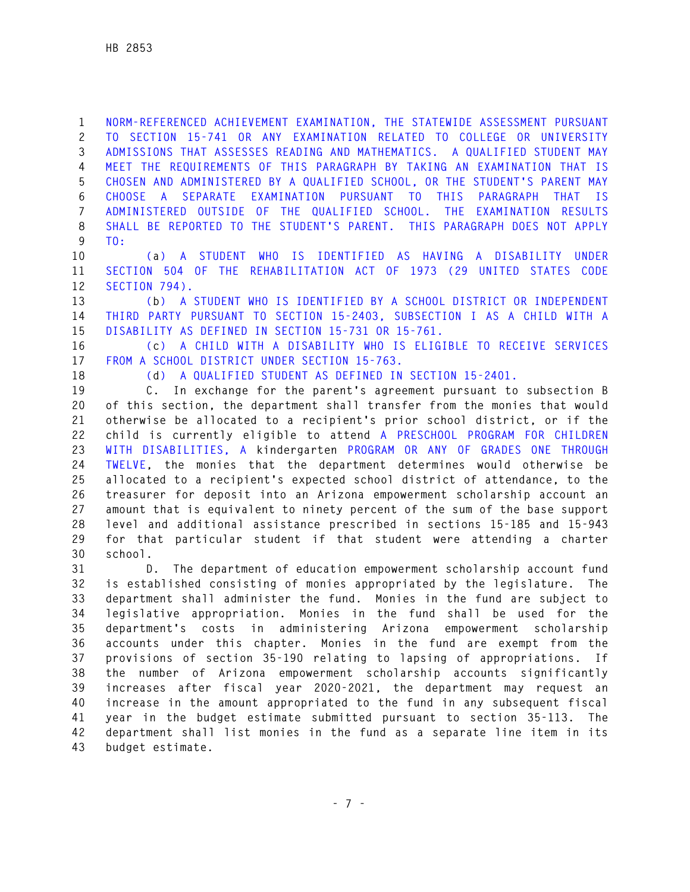NORM-REFERENCED ACHIEVEMENT EXAMINATION, THE STATEWIDE ASSESSMENT PURSUANT TO SECTION 15-741 OR ANY EXAMINATION RELATED TO COLLEGE OR UNIVERSITY ADMISSIONS THAT ASSESSES READING AND MATHEMATICS. A QUALIFIED STUDENT MAY MEET THE REQUIREMENTS OF THIS PARAGRAPH BY TAKING AN EXAMINATION THAT IS CHOSEN AND ADMINISTERED BY A QUALIFIED SCHOOL, OR THE STUDENT'S PARENT MAY CHOOSE A SEPARATE EXAMINATION PURSUANT TO THIS PARAGRAPH THAT IS ADMINISTERED OUTSIDE OF THE QUALIFIED SCHOOL. THE EXAMINATION RESULTS SHALL BE REPORTED TO THE STUDENT'S PARENT. THIS PARAGRAPH DOES NOT APPLY TO:

(a) A STUDENT WHO IS IDENTIFIED AS HAVING A DISABILITY UNDER SECTION 504 OF THE REHABILITATION ACT OF 1973 (29 UNITED STATES CODE SECTION 794).

(b) A STUDENT WHO IS IDENTIFIED BY A SCHOOL DISTRICT OR INDEPENDENT THIRD PARTY PURSUANT TO SECTION 15-2403, SUBSECTION I AS A CHILD WITH A DISABILITY AS DEFINED IN SECTION 15-731 OR 15-761.

(c) A CHILD WITH A DISABILITY WHO IS ELIGIBLE TO RECEIVE SERVICES FROM A SCHOOL DISTRICT UNDER SECTION 15-763.

(d) A QUALIFIED STUDENT AS DEFINED IN SECTION 15-2401.

C. In exchange for the parent's agreement pursuant to subsection B of this section, the department shall transfer from the monies that would otherwise be allocated to a recipient's prior school district, or if the child is currently eligible to attend A PRESCHOOL PROGRAM FOR CHILDREN WITH DISABILITIES, A kindergarten PROGRAM OR ANY OF GRADES ONE THROUGH TWELVE, the monies that the department determines would otherwise be allocated to a recipient's expected school district of attendance, to the treasurer for deposit into an Arizona empowerment scholarship account an amount that is equivalent to ninety percent of the sum of the base support level and additional assistance prescribed in sections 15-185 and 15-943 for that particular student if that student were attending a charter school.

D. The department of education empowerment scholarship account fund is established consisting of monies appropriated by the legislature. The department shall administer the fund. Monies in the fund are subject to legislative appropriation. Monies in the fund shall be used for the department's costs in administering Arizona empowerment scholarship accounts under this chapter. Monies in the fund are exempt from the provisions of section 35-190 relating to lapsing of appropriations. If the number of Arizona empowerment scholarship accounts significantly increases after fiscal year 2020-2021, the department may request an increase in the amount appropriated to the fund in any subsequent fiscal year in the budget estimate submitted pursuant to section 35-113. The department shall list monies in the fund as a separate line item in its budget estimate.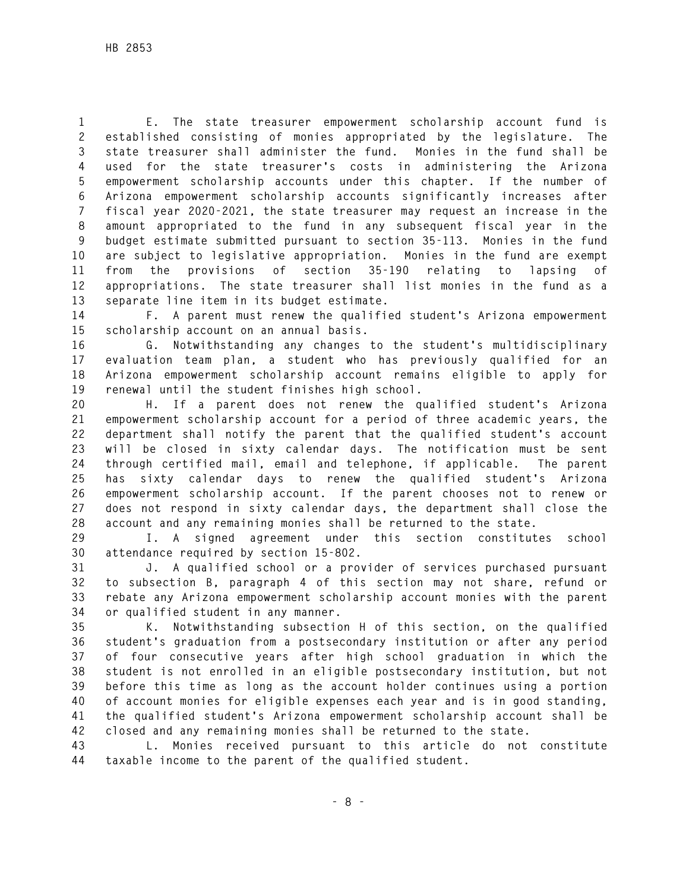E. The state treasurer empowerment scholarship account fund is established consisting of monies appropriated by the legislature. The state treasurer shall administer the fund. Monies in the fund shall be used for the state treasurer's costs in administering the Arizona empowerment scholarship accounts under this chapter. If the number of Arizona empowerment scholarship accounts significantly increases after fiscal year 2020-2021, the state treasurer may request an increase in the amount appropriated to the fund in any subsequent fiscal year in the budget estimate submitted pursuant to section 35-113. Monies in the fund are subject to legislative appropriation. Monies in the fund are exempt from the provisions of section 35-190 relating to lapsing of appropriations. The state treasurer shall list monies in the fund as a separate line item in its budget estimate.

F. A parent must renew the qualified student's Arizona empowerment scholarship account on an annual basis.

G. Notwithstanding any changes to the student's multidisciplinary evaluation team plan, a student who has previously qualified for an Arizona empowerment scholarship account remains eligible to apply for renewal until the student finishes high school.

H. If a parent does not renew the qualified student's Arizona empowerment scholarship account for a period of three academic years, the department shall notify the parent that the qualified student's account will be closed in sixty calendar days. The notification must be sent through certified mail, email and telephone, if applicable. The parent has sixty calendar days to renew the qualified student's Arizona empowerment scholarship account. If the parent chooses not to renew or does not respond in sixty calendar days, the department shall close the account and any remaining monies shall be returned to the state.

I. A signed agreement under this section constitutes school attendance required by section 15-802.

J. A qualified school or a provider of services purchased pursuant to subsection B, paragraph 4 of this section may not share, refund or rebate any Arizona empowerment scholarship account monies with the parent or qualified student in any manner.

K. Notwithstanding subsection H of this section, on the qualified student's graduation from a postsecondary institution or after any period of four consecutive years after high school graduation in which the student is not enrolled in an eligible postsecondary institution, but not before this time as long as the account holder continues using a portion of account monies for eligible expenses each year and is in good standing, the qualified student's Arizona empowerment scholarship account shall be closed and any remaining monies shall be returned to the state.

L. Monies received pursuant to this article do not constitute taxable income to the parent of the qualified student.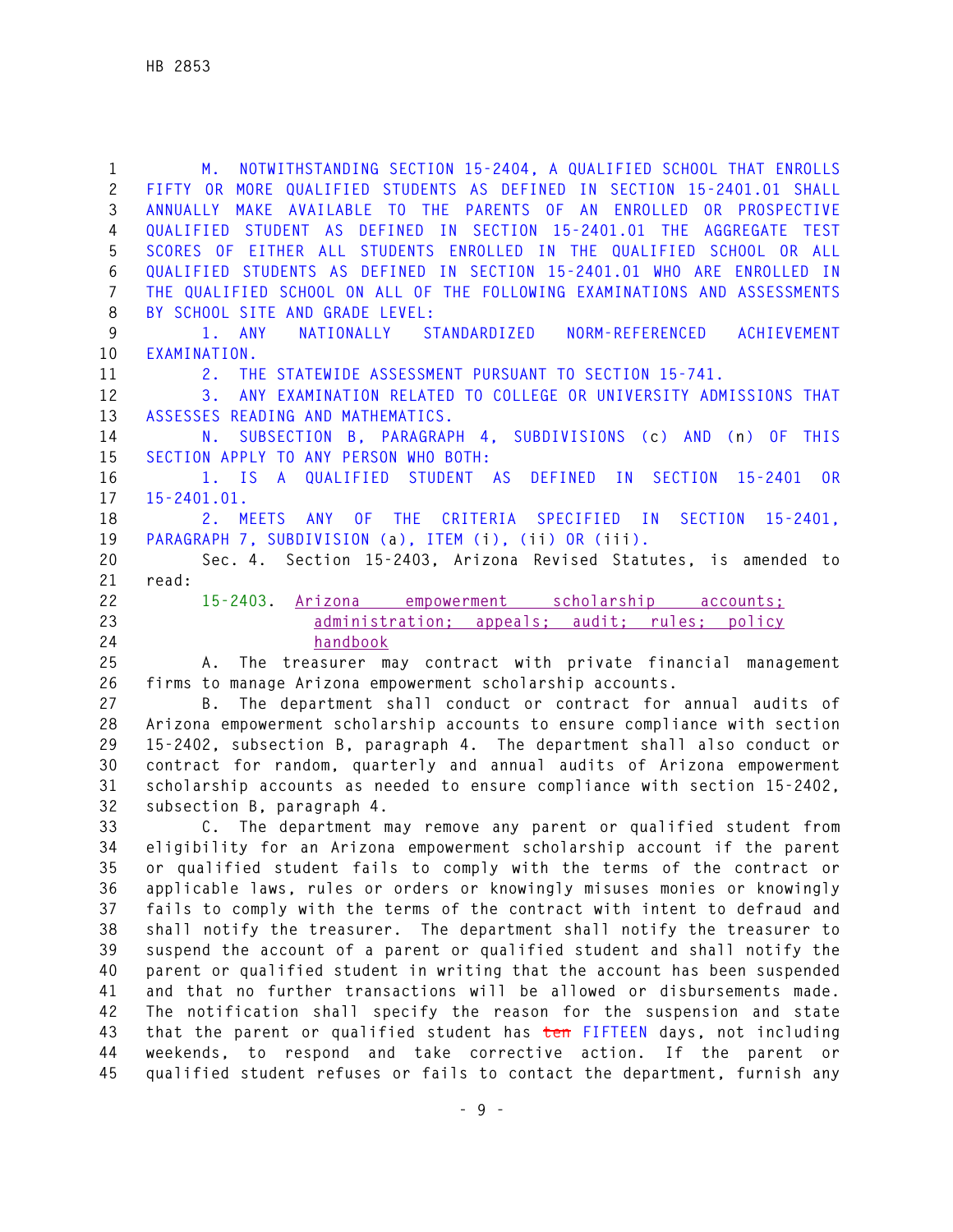M. NOTWITHSTANDING SECTION 15-2404, A QUALIFIED SCHOOL THAT ENROLLS FIFTY OR MORE QUALIFIED STUDENTS AS DEFINED IN SECTION 15-2401.01 SHALL ANNUALLY MAKE AVAILABLE TO THE PARENTS OF AN ENROLLED OR PROSPECTIVE QUALIFIED STUDENT AS DEFINED IN SECTION 15-2401.01 THE AGGREGATE TEST SCORES OF EITHER ALL STUDENTS ENROLLED IN THE QUALIFIED SCHOOL OR ALL QUALIFIED STUDENTS AS DEFINED IN SECTION 15-2401.01 WHO ARE ENROLLED IN THE QUALIFIED SCHOOL ON ALL OF THE FOLLOWING EXAMINATIONS AND ASSESSMENTS BY SCHOOL SITE AND GRADE LEVEL:

1. ANY NATIONALLY STANDARDIZED NORM-REFERENCED ACHIEVEMENT EXAMINATION.

2. THE STATEWIDE ASSESSMENT PURSUANT TO SECTION 15-741.

3. ANY EXAMINATION RELATED TO COLLEGE OR UNIVERSITY ADMISSIONS THAT ASSESSES READING AND MATHEMATICS.

N. SUBSECTION B, PARAGRAPH 4, SUBDIVISIONS (c) AND (n) OF THIS SECTION APPLY TO ANY PERSON WHO BOTH:

1. IS A QUALIFIED STUDENT AS DEFINED IN SECTION 15-2401 OR 15-2401.01.

2. MEETS ANY OF THE CRITERIA SPECIFIED IN SECTION 15-2401, PARAGRAPH 7, SUBDIVISION (a), ITEM (i), (ii) OR (iii).

Sec. 4. Section 15-2403, Arizona Revised Statutes, is amended to read:

15-2403. Arizona empowerment scholarship accounts; administration; appeals; audit; rules; policy handbook

A. The treasurer may contract with private financial management firms to manage Arizona empowerment scholarship accounts.

B. The department shall conduct or contract for annual audits of Arizona empowerment scholarship accounts to ensure compliance with section 15-2402, subsection B, paragraph 4. The department shall also conduct or contract for random, quarterly and annual audits of Arizona empowerment scholarship accounts as needed to ensure compliance with section 15-2402, subsection B, paragraph 4.

C. The department may remove any parent or qualified student from eligibility for an Arizona empowerment scholarship account if the parent or qualified student fails to comply with the terms of the contract or applicable laws, rules or orders or knowingly misuses monies or knowingly fails to comply with the terms of the contract with intent to defraud and shall notify the treasurer. The department shall notify the treasurer to suspend the account of a parent or qualified student and shall notify the parent or qualified student in writing that the account has been suspended and that no further transactions will be allowed or disbursements made. The notification shall specify the reason for the suspension and state that the parent or qualified student has ~~ten~~ FIFTEEN days, not including weekends, to respond and take corrective action. If the parent or qualified student refuses or fails to contact the department, furnish any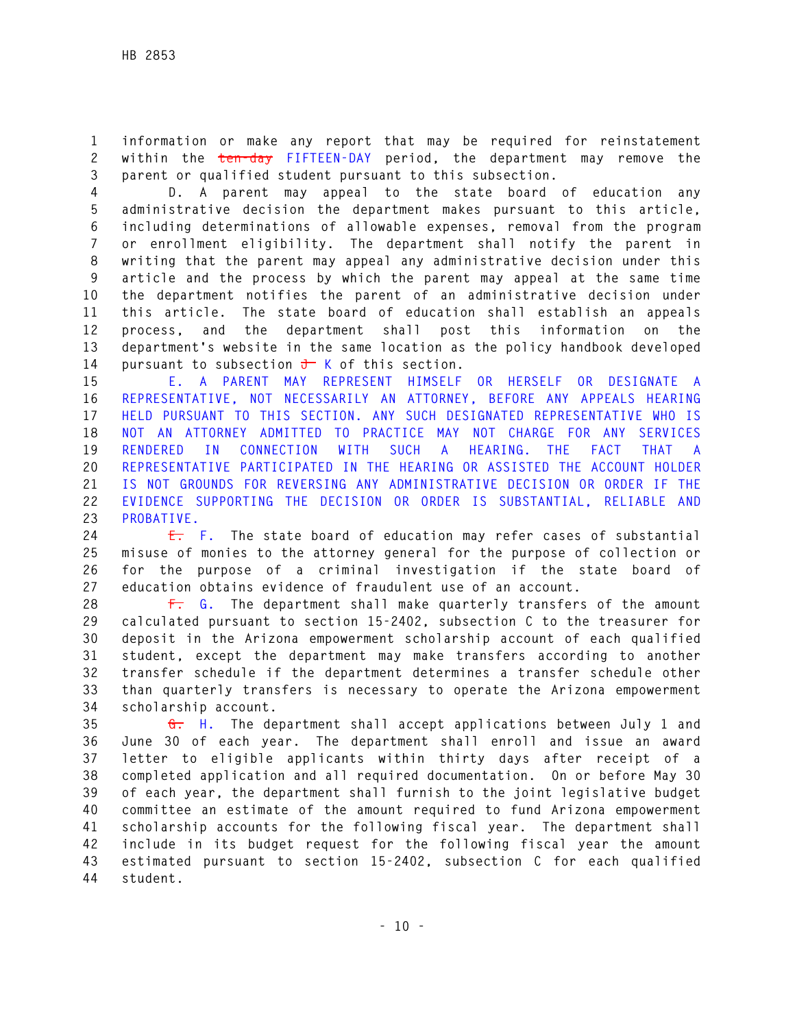information or make any report that may be required for reinstatement within the ~~ten-day~~ FIFTEEN-DAY period, the department may remove the parent or qualified student pursuant to this subsection.

D. A parent may appeal to the state board of education any administrative decision the department makes pursuant to this article, including determinations of allowable expenses, removal from the program or enrollment eligibility. The department shall notify the parent in writing that the parent may appeal any administrative decision under this article and the process by which the parent may appeal at the same time the department notifies the parent of an administrative decision under this article. The state board of education shall establish an appeals process, and the department shall post this information on the department's website in the same location as the policy handbook developed pursuant to subsection ~~J~~ K of this section.

E. A PARENT MAY REPRESENT HIMSELF OR HERSELF OR DESIGNATE A REPRESENTATIVE, NOT NECESSARILY AN ATTORNEY, BEFORE ANY APPEALS HEARING HELD PURSUANT TO THIS SECTION. ANY SUCH DESIGNATED REPRESENTATIVE WHO IS NOT AN ATTORNEY ADMITTED TO PRACTICE MAY NOT CHARGE FOR ANY SERVICES RENDERED IN CONNECTION WITH SUCH A HEARING. THE FACT THAT A REPRESENTATIVE PARTICIPATED IN THE HEARING OR ASSISTED THE ACCOUNT HOLDER IS NOT GROUNDS FOR REVERSING ANY ADMINISTRATIVE DECISION OR ORDER IF THE EVIDENCE SUPPORTING THE DECISION OR ORDER IS SUBSTANTIAL, RELIABLE AND PROBATIVE.

~~E.~~ F. The state board of education may refer cases of substantial misuse of monies to the attorney general for the purpose of collection or for the purpose of a criminal investigation if the state board of education obtains evidence of fraudulent use of an account.

~~F.~~ G. The department shall make quarterly transfers of the amount calculated pursuant to section 15-2402, subsection C to the treasurer for deposit in the Arizona empowerment scholarship account of each qualified student, except the department may make transfers according to another transfer schedule if the department determines a transfer schedule other than quarterly transfers is necessary to operate the Arizona empowerment scholarship account.

~~G.~~ H. The department shall accept applications between July 1 and June 30 of each year. The department shall enroll and issue an award letter to eligible applicants within thirty days after receipt of a completed application and all required documentation. On or before May 30 of each year, the department shall furnish to the joint legislative budget committee an estimate of the amount required to fund Arizona empowerment scholarship accounts for the following fiscal year. The department shall include in its budget request for the following fiscal year the amount estimated pursuant to section 15-2402, subsection C for each qualified student.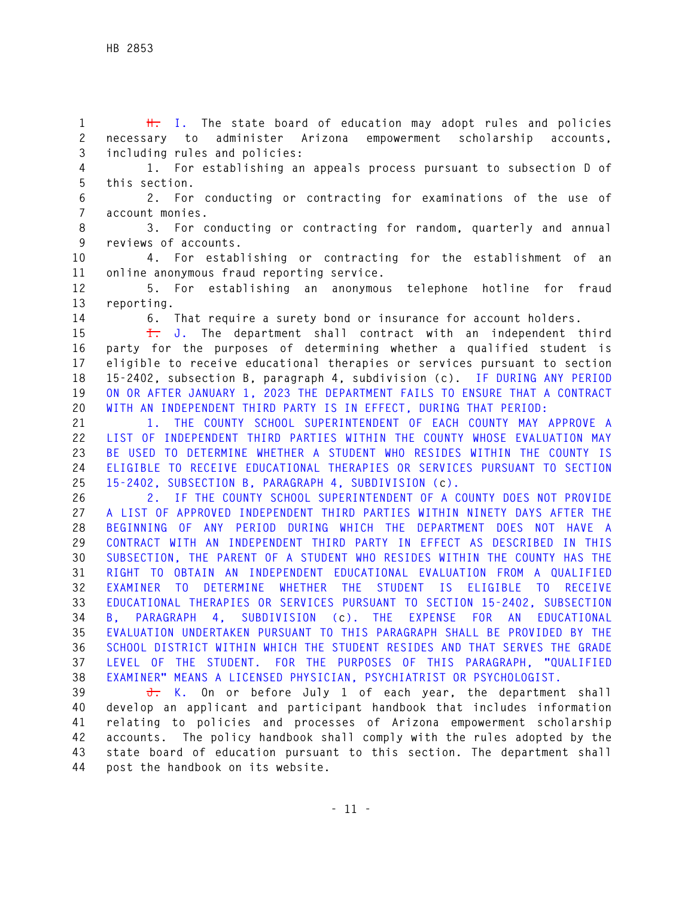~~H.~~ I. The state board of education may adopt rules and policies necessary to administer Arizona empowerment scholarship accounts, including rules and policies:

1. For establishing an appeals process pursuant to subsection D of this section.

2. For conducting or contracting for examinations of the use of account monies.

3. For conducting or contracting for random, quarterly and annual reviews of accounts.

4. For establishing or contracting for the establishment of an online anonymous fraud reporting service.

5. For establishing an anonymous telephone hotline for fraud reporting.

6. That require a surety bond or insurance for account holders.

~~I.~~ J. The department shall contract with an independent third party for the purposes of determining whether a qualified student is eligible to receive educational therapies or services pursuant to section 15-2402, subsection B, paragraph 4, subdivision (c). IF DURING ANY PERIOD ON OR AFTER JANUARY 1, 2023 THE DEPARTMENT FAILS TO ENSURE THAT A CONTRACT WITH AN INDEPENDENT THIRD PARTY IS IN EFFECT, DURING THAT PERIOD:

1. THE COUNTY SCHOOL SUPERINTENDENT OF EACH COUNTY MAY APPROVE A LIST OF INDEPENDENT THIRD PARTIES WITHIN THE COUNTY WHOSE EVALUATION MAY BE USED TO DETERMINE WHETHER A STUDENT WHO RESIDES WITHIN THE COUNTY IS ELIGIBLE TO RECEIVE EDUCATIONAL THERAPIES OR SERVICES PURSUANT TO SECTION 15-2402, SUBSECTION B, PARAGRAPH 4, SUBDIVISION (c).

2. IF THE COUNTY SCHOOL SUPERINTENDENT OF A COUNTY DOES NOT PROVIDE A LIST OF APPROVED INDEPENDENT THIRD PARTIES WITHIN NINETY DAYS AFTER THE BEGINNING OF ANY PERIOD DURING WHICH THE DEPARTMENT DOES NOT HAVE A CONTRACT WITH AN INDEPENDENT THIRD PARTY IN EFFECT AS DESCRIBED IN THIS SUBSECTION, THE PARENT OF A STUDENT WHO RESIDES WITHIN THE COUNTY HAS THE RIGHT TO OBTAIN AN INDEPENDENT EDUCATIONAL EVALUATION FROM A QUALIFIED EXAMINER TO DETERMINE WHETHER THE STUDENT IS ELIGIBLE TO RECEIVE EDUCATIONAL THERAPIES OR SERVICES PURSUANT TO SECTION 15-2402, SUBSECTION B, PARAGRAPH 4, SUBDIVISION (c). THE EXPENSE FOR AN EDUCATIONAL EVALUATION UNDERTAKEN PURSUANT TO THIS PARAGRAPH SHALL BE PROVIDED BY THE SCHOOL DISTRICT WITHIN WHICH THE STUDENT RESIDES AND THAT SERVES THE GRADE LEVEL OF THE STUDENT. FOR THE PURPOSES OF THIS PARAGRAPH, "QUALIFIED EXAMINER" MEANS A LICENSED PHYSICIAN, PSYCHIATRIST OR PSYCHOLOGIST.

~~J.~~ K. On or before July 1 of each year, the department shall develop an applicant and participant handbook that includes information relating to policies and processes of Arizona empowerment scholarship accounts. The policy handbook shall comply with the rules adopted by the state board of education pursuant to this section. The department shall post the handbook on its website.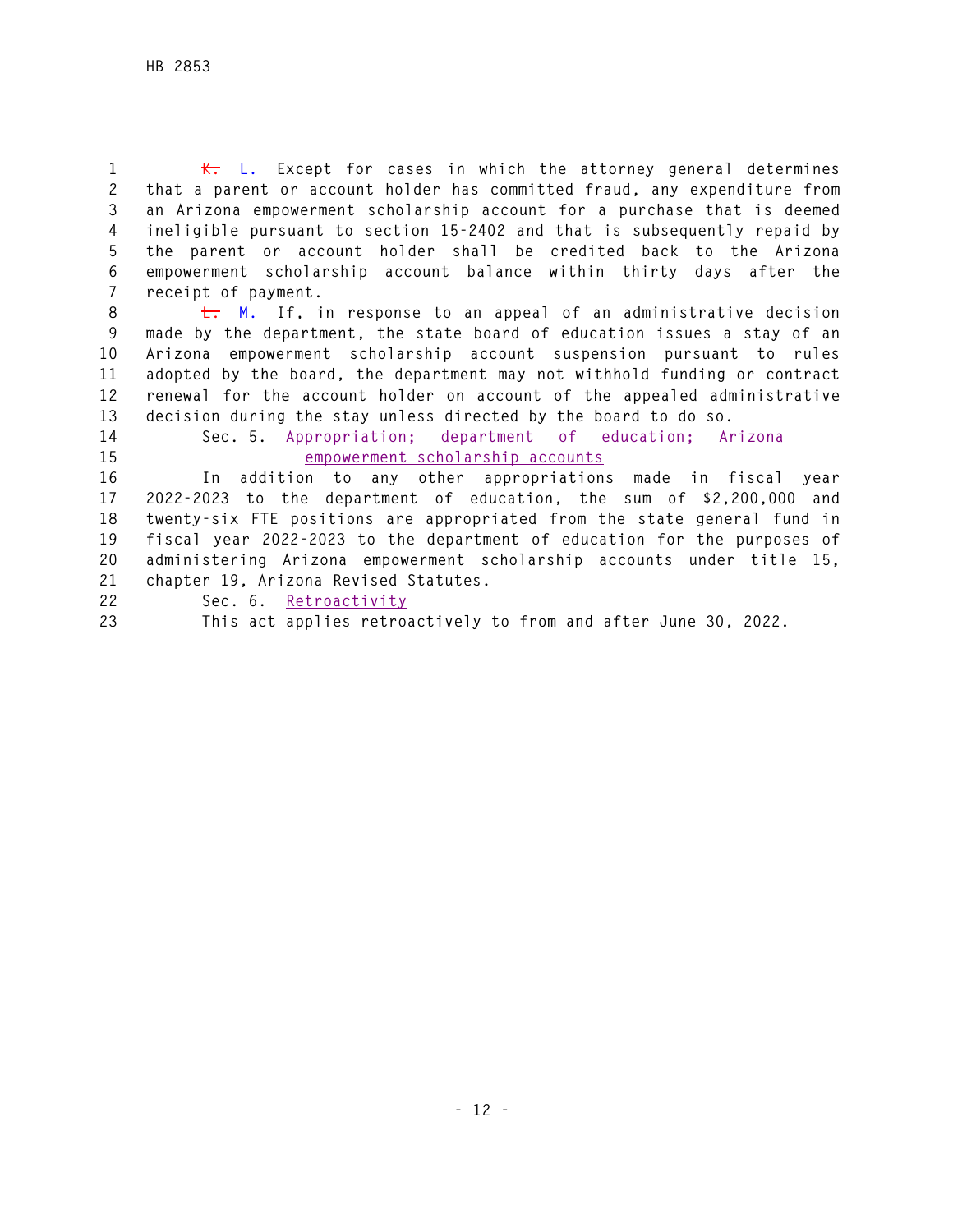~~K.~~ L. Except for cases in which the attorney general determines that a parent or account holder has committed fraud, any expenditure from an Arizona empowerment scholarship account for a purchase that is deemed ineligible pursuant to section 15-2402 and that is subsequently repaid by the parent or account holder shall be credited back to the Arizona empowerment scholarship account balance within thirty days after the receipt of payment.

~~L.~~ M. If, in response to an appeal of an administrative decision made by the department, the state board of education issues a stay of an Arizona empowerment scholarship account suspension pursuant to rules adopted by the board, the department may not withhold funding or contract renewal for the account holder on account of the appealed administrative decision during the stay unless directed by the board to do so.

Sec. 5. Appropriation; department of education; Arizona empowerment scholarship accounts

In addition to any other appropriations made in fiscal year 2022-2023 to the department of education, the sum of $2,200,000 and twenty-six FTE positions are appropriated from the state general fund in fiscal year 2022-2023 to the department of education for the purposes of administering Arizona empowerment scholarship accounts under title 15, chapter 19, Arizona Revised Statutes.

Sec. 6. Retroactivity

This act applies retroactively to from and after June 30, 2022.